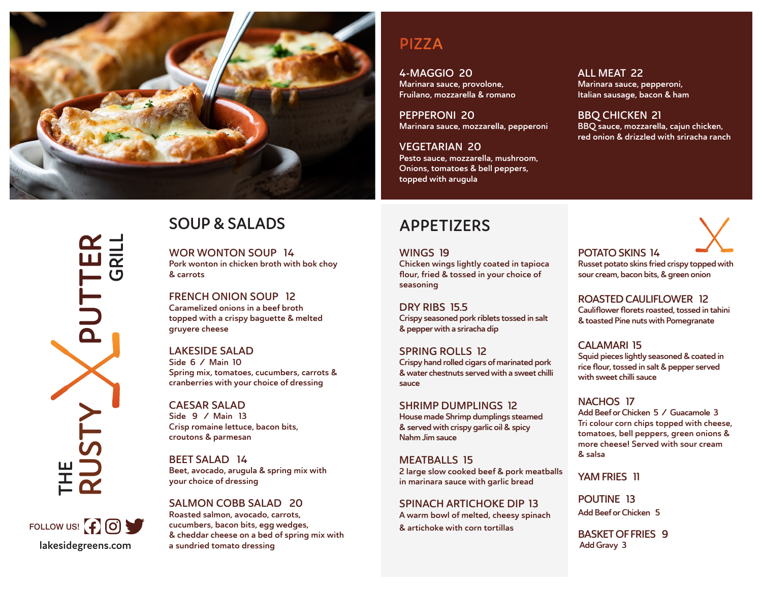# THE RUSTY PUTTER GRILL

FOLLOW US!

lakesidegreens.com

## PIZZA

**4-MAGGIO 20**
Marinara sauce, provolone, Fruilano, mozzarella & romano

**PEPPERONI 20**
Marinara sauce, mozzarella, pepperoni

**VEGETARIAN 20**
Pesto sauce, mozzarella, mushroom, Onions, tomatoes & bell peppers, topped with arugula

**ALL MEAT 22**
Marinara sauce, pepperoni, Italian sausage, bacon & ham

**BBQ CHICKEN 21**
BBQ sauce, mozzarella, cajun chicken, red onion & drizzled with sriracha ranch

## SOUP & SALADS

**WOR WONTON SOUP 14**
Pork wonton in chicken broth with bok choy & carrots

**FRENCH ONION SOUP 12**
Caramelized onions in a beef broth topped with a crispy baguette & melted gruyere cheese

**LAKESIDE SALAD**
Side 6 / Main 10
Spring mix, tomatoes, cucumbers, carrots & cranberries with your choice of dressing

**CAESAR SALAD**
Side 9 / Main 13
Crisp romaine lettuce, bacon bits, croutons & parmesan

**BEET SALAD 14**
Beet, avocado, arugula & spring mix with your choice of dressing

**SALMON COBB SALAD 20**
Roasted salmon, avocado, carrots, cucumbers, bacon bits, egg wedges, & cheddar cheese on a bed of spring mix with a sundried tomato dressing

## APPETIZERS

**WINGS 19**
Chicken wings lightly coated in tapioca flour, fried & tossed in your choice of seasoning

**DRY RIBS 15.5**
Crispy seasoned pork riblets tossed in salt & pepper with a sriracha dip

**SPRING ROLLS 12**
Crispy hand rolled cigars of marinated pork & water chestnuts served with a sweet chilli sauce

**SHRIMP DUMPLINGS 12**
House made Shrimp dumplings steamed & served with crispy garlic oil & spicy Nahm Jim sauce

**MEATBALLS 15**
2 large slow cooked beef & pork meatballs in marinara sauce with garlic bread

**SPINACH ARTICHOKE DIP 13**
A warm bowl of melted, cheesy spinach & artichoke with corn tortillas

**POTATO SKINS 14**
Russet potato skins fried crispy topped with sour cream, bacon bits, & green onion

**ROASTED CAULIFLOWER 12**
Cauliflower florets roasted, tossed in tahini & toasted Pine nuts with Pomegranate

**CALAMARI 15**
Squid pieces lightly seasoned & coated in rice flour, tossed in salt & pepper served with sweet chilli sauce

**NACHOS 17**
Add Beef or Chicken 5 / Guacamole 3
Tri colour corn chips topped with cheese, tomatoes, bell peppers, green onions & more cheese! Served with sour cream & salsa

**YAM FRIES 11**

**POUTINE 13**
Add Beef or Chicken 5

**BASKET OF FRIES 9**
Add Gravy 3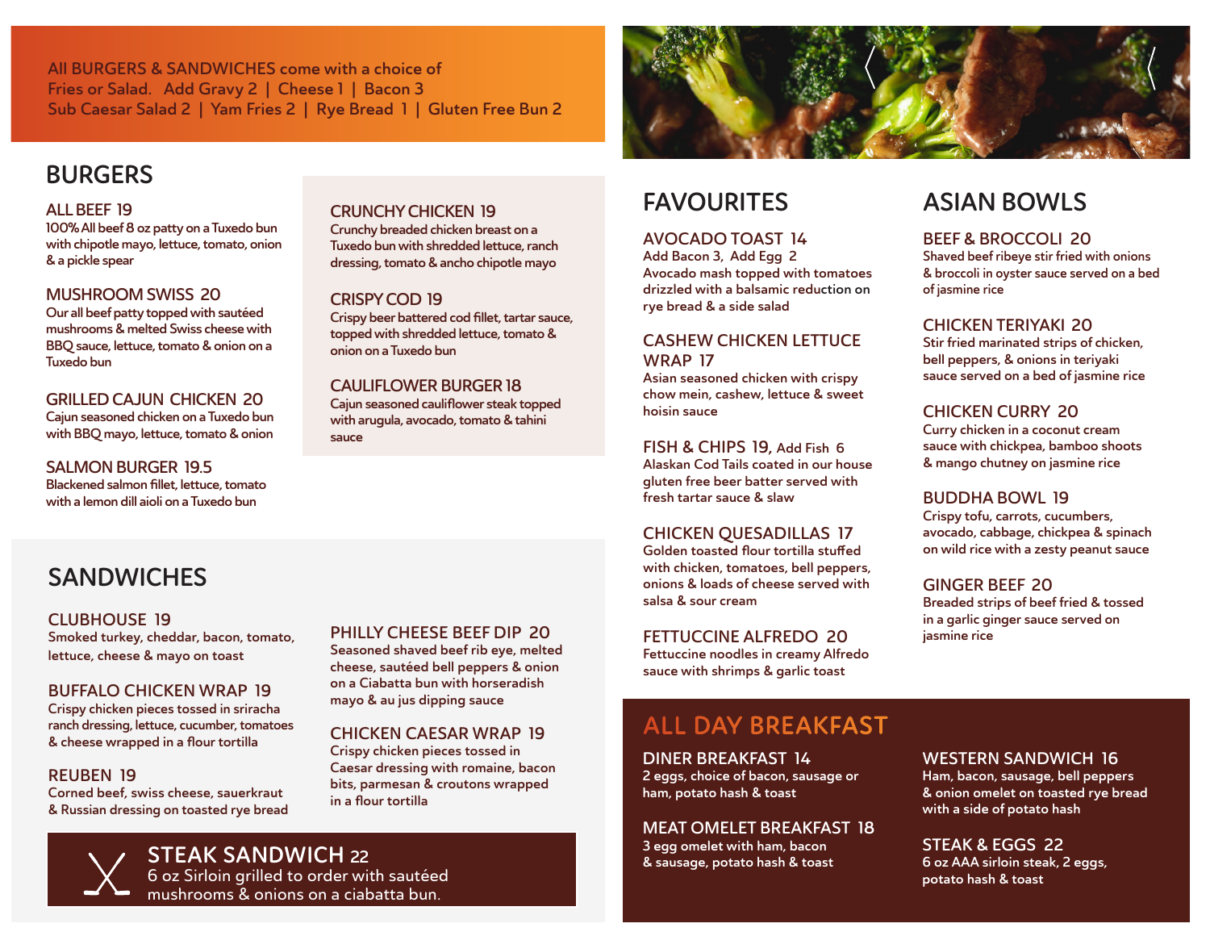All BURGERS & SANDWICHES come with a choice of Fries or Salad. Add Gravy 2 | Cheese 1 | Bacon 3
Sub Caesar Salad 2 | Yam Fries 2 | Rye Bread 1 | Gluten Free Bun 2

## BURGERS

**ALL BEEF 19**
100% All beef 8 oz patty on a Tuxedo bun with chipotle mayo, lettuce, tomato, onion & a pickle spear

**MUSHROOM SWISS 20**
Our all beef patty topped with sautéed mushrooms & melted Swiss cheese with BBQ sauce, lettuce, tomato & onion on a Tuxedo bun

**GRILLED CAJUN CHICKEN 20**
Cajun seasoned chicken on a Tuxedo bun with BBQ mayo, lettuce, tomato & onion

**SALMON BURGER 19.5**
Blackened salmon fillet, lettuce, tomato with a lemon dill aioli on a Tuxedo bun

**CRUNCHY CHICKEN 19**
Crunchy breaded chicken breast on a Tuxedo bun with shredded lettuce, ranch dressing, tomato & ancho chipotle mayo

**CRISPY COD 19**
Crispy beer battered cod fillet, tartar sauce, topped with shredded lettuce, tomato & onion on a Tuxedo bun

**CAULIFLOWER BURGER 18**
Cajun seasoned cauliflower steak topped with arugula, avocado, tomato & tahini sauce

## SANDWICHES

**CLUBHOUSE 19**
Smoked turkey, cheddar, bacon, tomato, lettuce, cheese & mayo on toast

**BUFFALO CHICKEN WRAP 19**
Crispy chicken pieces tossed in sriracha ranch dressing, lettuce, cucumber, tomatoes & cheese wrapped in a flour tortilla

**REUBEN 19**
Corned beef, swiss cheese, sauerkraut & Russian dressing on toasted rye bread

**PHILLY CHEESE BEEF DIP 20**
Seasoned shaved beef rib eye, melted cheese, sautéed bell peppers & onion on a Ciabatta bun with horseradish mayo & au jus dipping sauce

**CHICKEN CAESAR WRAP 19**
Crispy chicken pieces tossed in Caesar dressing with romaine, bacon bits, parmesan & croutons wrapped in a flour tortilla

**STEAK SANDWICH 22**
6 oz Sirloin grilled to order with sautéed mushrooms & onions on a ciabatta bun.

## FAVOURITES

**AVOCADO TOAST 14**
Add Bacon 3, Add Egg 2
Avocado mash topped with tomatoes drizzled with a balsamic reduction on rye bread & a side salad

**CASHEW CHICKEN LETTUCE WRAP 17**
Asian seasoned chicken with crispy chow mein, cashew, lettuce & sweet hoisin sauce

**FISH & CHIPS 19,** Add Fish 6
Alaskan Cod Tails coated in our house gluten free beer batter served with fresh tartar sauce & slaw

**CHICKEN QUESADILLAS 17**
Golden toasted flour tortilla stuffed with chicken, tomatoes, bell peppers, onions & loads of cheese served with salsa & sour cream

**FETTUCCINE ALFREDO 20**
Fettuccine noodles in creamy Alfredo sauce with shrimps & garlic toast

## ASIAN BOWLS

**BEEF & BROCCOLI 20**
Shaved beef ribeye stir fried with onions & broccoli in oyster sauce served on a bed of jasmine rice

**CHICKEN TERIYAKI 20**
Stir fried marinated strips of chicken, bell peppers, & onions in teriyaki sauce served on a bed of jasmine rice

**CHICKEN CURRY 20**
Curry chicken in a coconut cream sauce with chickpea, bamboo shoots & mango chutney on jasmine rice

**BUDDHA BOWL 19**
Crispy tofu, carrots, cucumbers, avocado, cabbage, chickpea & spinach on wild rice with a zesty peanut sauce

**GINGER BEEF 20**
Breaded strips of beef fried & tossed in a garlic ginger sauce served on jasmine rice

## ALL DAY BREAKFAST

**DINER BREAKFAST 14**
2 eggs, choice of bacon, sausage or ham, potato hash & toast

**MEAT OMELET BREAKFAST 18**
3 egg omelet with ham, bacon & sausage, potato hash & toast

**WESTERN SANDWICH 16**
Ham, bacon, sausage, bell peppers & onion omelet on toasted rye bread with a side of potato hash

**STEAK & EGGS 22**
6 oz AAA sirloin steak, 2 eggs, potato hash & toast